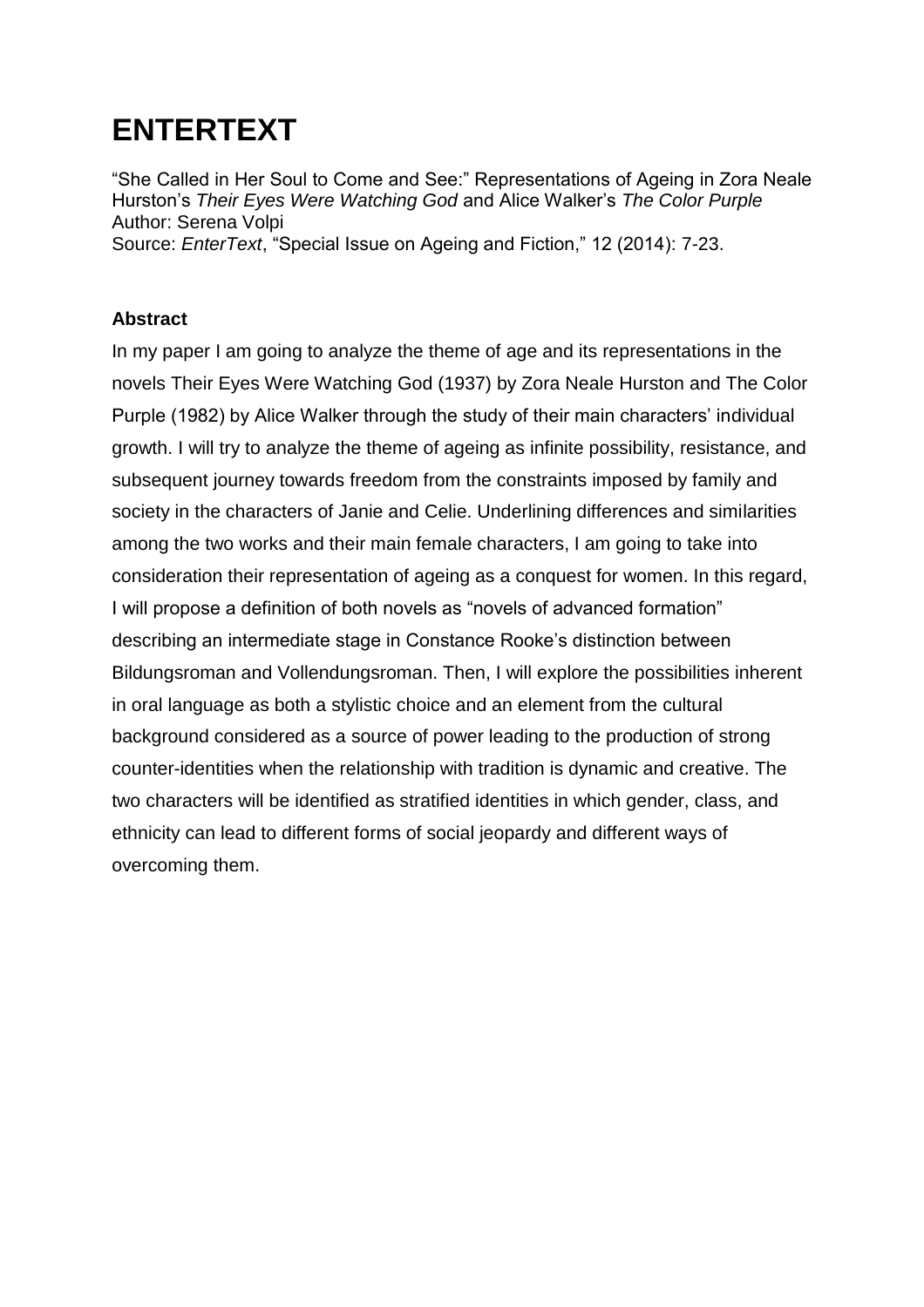# ENTERTEXT

"She Called in Her Soul to Come and See:" Representations of Ageing in Zora Neale Hurston's *Their Eyes Were Watching God* and Alice Walker's *The Color Purple*
Author: Serena Volpi
Source: *EnterText*, "Special Issue on Ageing and Fiction," 12 (2014): 7-23.

**Abstract**

In my paper I am going to analyze the theme of age and its representations in the novels Their Eyes Were Watching God (1937) by Zora Neale Hurston and The Color Purple (1982) by Alice Walker through the study of their main characters' individual growth. I will try to analyze the theme of ageing as infinite possibility, resistance, and subsequent journey towards freedom from the constraints imposed by family and society in the characters of Janie and Celie. Underlining differences and similarities among the two works and their main female characters, I am going to take into consideration their representation of ageing as a conquest for women. In this regard, I will propose a definition of both novels as "novels of advanced formation" describing an intermediate stage in Constance Rooke's distinction between Bildungsroman and Vollendungsroman. Then, I will explore the possibilities inherent in oral language as both a stylistic choice and an element from the cultural background considered as a source of power leading to the production of strong counter-identities when the relationship with tradition is dynamic and creative. The two characters will be identified as stratified identities in which gender, class, and ethnicity can lead to different forms of social jeopardy and different ways of overcoming them.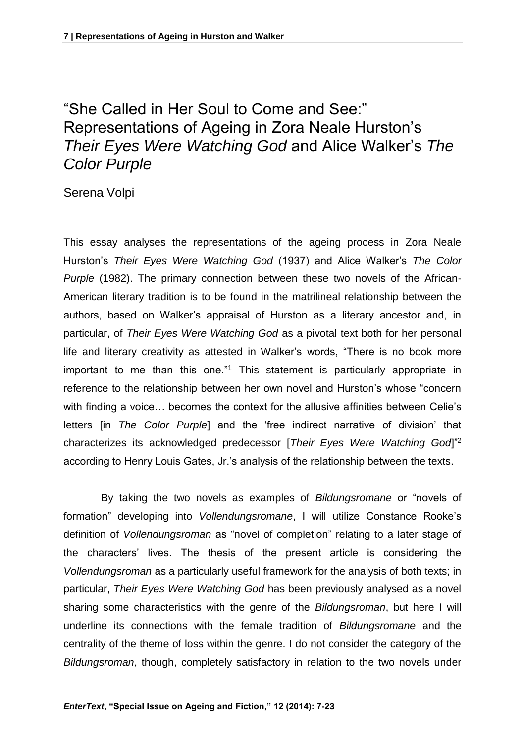# "She Called in Her Soul to Come and See:" Representations of Ageing in Zora Neale Hurston's *Their Eyes Were Watching God* and Alice Walker's *The Color Purple*

Serena Volpi

This essay analyses the representations of the ageing process in Zora Neale Hurston's *Their Eyes Were Watching God* (1937) and Alice Walker's *The Color Purple* (1982). The primary connection between these two novels of the African-American literary tradition is to be found in the matrilineal relationship between the authors, based on Walker's appraisal of Hurston as a literary ancestor and, in particular, of *Their Eyes Were Watching God* as a pivotal text both for her personal life and literary creativity as attested in Walker's words, "There is no book more important to me than this one."[1] This statement is particularly appropriate in reference to the relationship between her own novel and Hurston's whose "concern with finding a voice… becomes the context for the allusive affinities between Celie's letters [in *The Color Purple*] and the 'free indirect narrative of division' that characterizes its acknowledged predecessor [*Their Eyes Were Watching God*]"[2] according to Henry Louis Gates, Jr.'s analysis of the relationship between the texts.

By taking the two novels as examples of *Bildungsromane* or "novels of formation" developing into *Vollendungsromane*, I will utilize Constance Rooke's definition of *Vollendungsroman* as "novel of completion" relating to a later stage of the characters' lives. The thesis of the present article is considering the *Vollendungsroman* as a particularly useful framework for the analysis of both texts; in particular, *Their Eyes Were Watching God* has been previously analysed as a novel sharing some characteristics with the genre of the *Bildungsroman*, but here I will underline its connections with the female tradition of *Bildungsromane* and the centrality of the theme of loss within the genre. I do not consider the category of the *Bildungsroman*, though, completely satisfactory in relation to the two novels under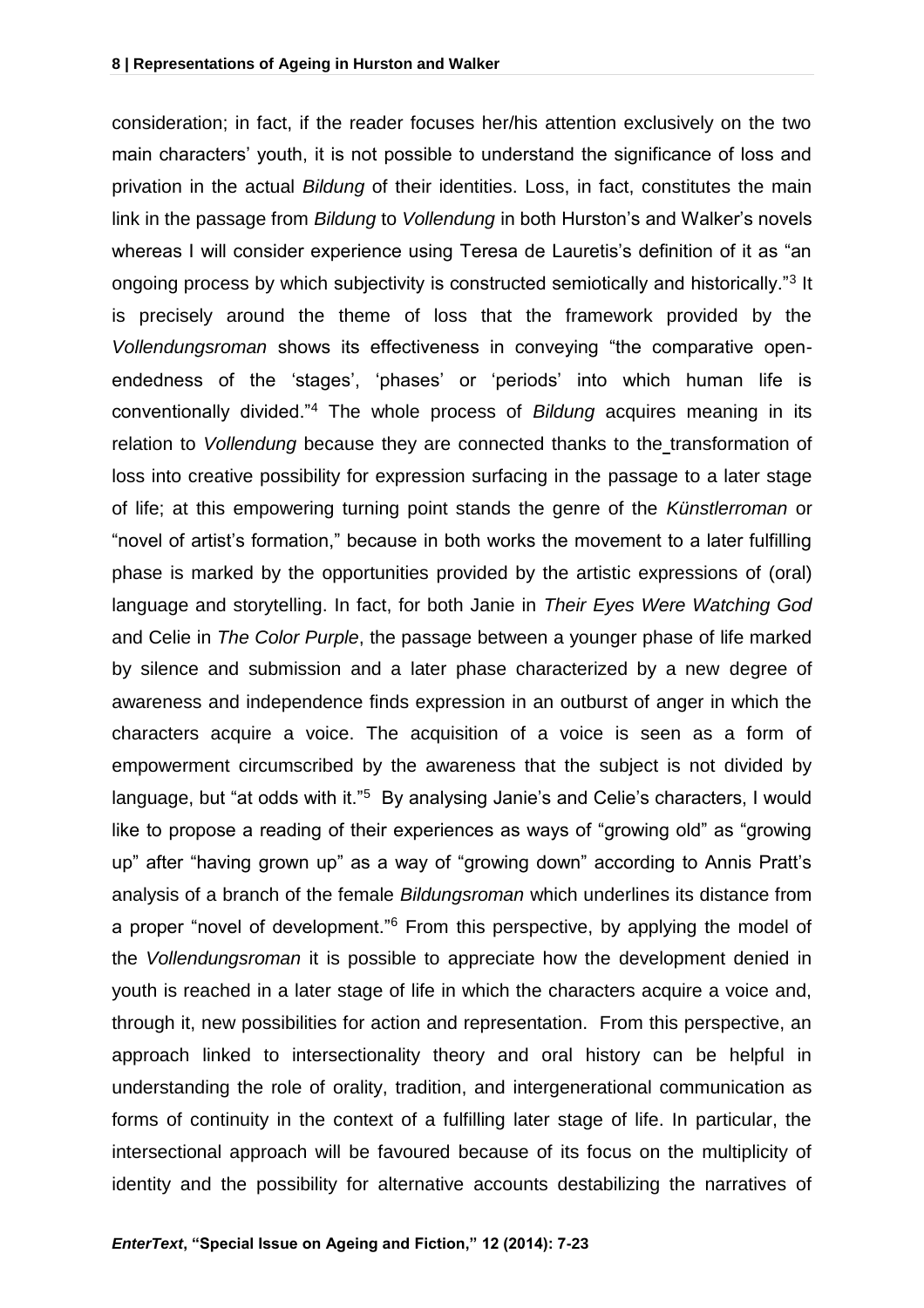consideration; in fact, if the reader focuses her/his attention exclusively on the two main characters' youth, it is not possible to understand the significance of loss and privation in the actual *Bildung* of their identities. Loss, in fact, constitutes the main link in the passage from *Bildung* to *Vollendung* in both Hurston's and Walker's novels whereas I will consider experience using Teresa de Lauretis's definition of it as "an ongoing process by which subjectivity is constructed semiotically and historically."[3] It is precisely around the theme of loss that the framework provided by the *Vollendungsroman* shows its effectiveness in conveying "the comparative open-endedness of the 'stages', 'phases' or 'periods' into which human life is conventionally divided."[4] The whole process of *Bildung* acquires meaning in its relation to *Vollendung* because they are connected thanks to the transformation of loss into creative possibility for expression surfacing in the passage to a later stage of life; at this empowering turning point stands the genre of the *Künstlerroman* or "novel of artist's formation," because in both works the movement to a later fulfilling phase is marked by the opportunities provided by the artistic expressions of (oral) language and storytelling. In fact, for both Janie in *Their Eyes Were Watching God* and Celie in *The Color Purple*, the passage between a younger phase of life marked by silence and submission and a later phase characterized by a new degree of awareness and independence finds expression in an outburst of anger in which the characters acquire a voice. The acquisition of a voice is seen as a form of empowerment circumscribed by the awareness that the subject is not divided by language, but "at odds with it."[5] By analysing Janie's and Celie's characters, I would like to propose a reading of their experiences as ways of "growing old" as "growing up" after "having grown up" as a way of "growing down" according to Annis Pratt's analysis of a branch of the female *Bildungsroman* which underlines its distance from a proper "novel of development."[6] From this perspective, by applying the model of the *Vollendungsroman* it is possible to appreciate how the development denied in youth is reached in a later stage of life in which the characters acquire a voice and, through it, new possibilities for action and representation. From this perspective, an approach linked to intersectionality theory and oral history can be helpful in understanding the role of orality, tradition, and intergenerational communication as forms of continuity in the context of a fulfilling later stage of life. In particular, the intersectional approach will be favoured because of its focus on the multiplicity of identity and the possibility for alternative accounts destabilizing the narratives of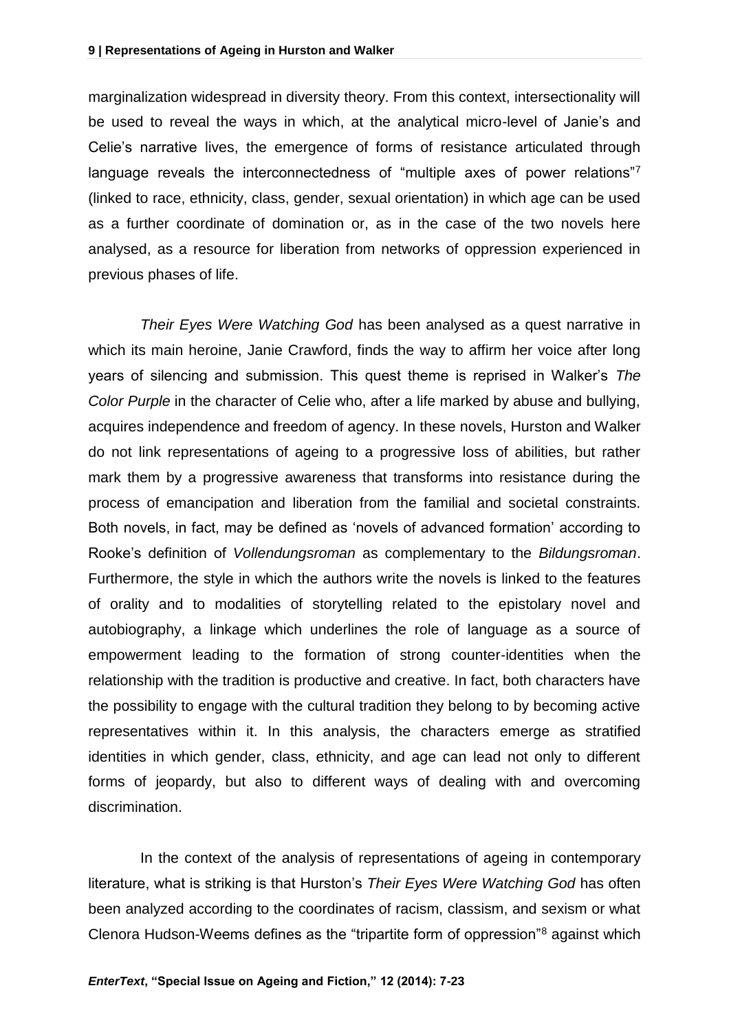marginalization widespread in diversity theory. From this context, intersectionality will be used to reveal the ways in which, at the analytical micro-level of Janie's and Celie's narrative lives, the emergence of forms of resistance articulated through language reveals the interconnectedness of "multiple axes of power relations"[7] (linked to race, ethnicity, class, gender, sexual orientation) in which age can be used as a further coordinate of domination or, as in the case of the two novels here analysed, as a resource for liberation from networks of oppression experienced in previous phases of life.

*Their Eyes Were Watching God* has been analysed as a quest narrative in which its main heroine, Janie Crawford, finds the way to affirm her voice after long years of silencing and submission. This quest theme is reprised in Walker's *The Color Purple* in the character of Celie who, after a life marked by abuse and bullying, acquires independence and freedom of agency. In these novels, Hurston and Walker do not link representations of ageing to a progressive loss of abilities, but rather mark them by a progressive awareness that transforms into resistance during the process of emancipation and liberation from the familial and societal constraints. Both novels, in fact, may be defined as 'novels of advanced formation' according to Rooke's definition of *Vollendungsroman* as complementary to the *Bildungsroman*. Furthermore, the style in which the authors write the novels is linked to the features of orality and to modalities of storytelling related to the epistolary novel and autobiography, a linkage which underlines the role of language as a source of empowerment leading to the formation of strong counter-identities when the relationship with the tradition is productive and creative. In fact, both characters have the possibility to engage with the cultural tradition they belong to by becoming active representatives within it. In this analysis, the characters emerge as stratified identities in which gender, class, ethnicity, and age can lead not only to different forms of jeopardy, but also to different ways of dealing with and overcoming discrimination.

In the context of the analysis of representations of ageing in contemporary literature, what is striking is that Hurston's *Their Eyes Were Watching God* has often been analyzed according to the coordinates of racism, classism, and sexism or what Clenora Hudson-Weems defines as the "tripartite form of oppression"[8] against which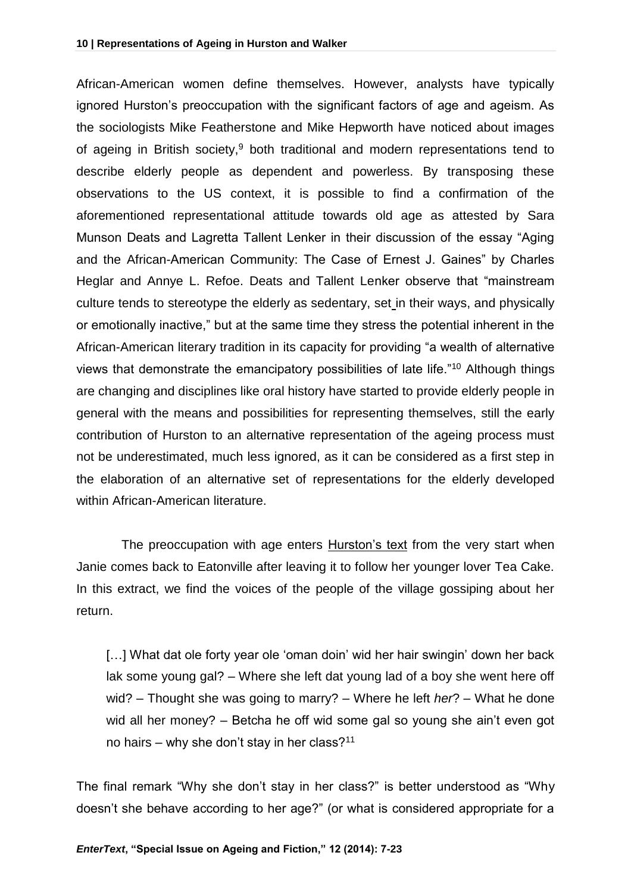African-American women define themselves. However, analysts have typically ignored Hurston's preoccupation with the significant factors of age and ageism. As the sociologists Mike Featherstone and Mike Hepworth have noticed about images of ageing in British society,[9] both traditional and modern representations tend to describe elderly people as dependent and powerless. By transposing these observations to the US context, it is possible to find a confirmation of the aforementioned representational attitude towards old age as attested by Sara Munson Deats and Lagretta Tallent Lenker in their discussion of the essay "Aging and the African-American Community: The Case of Ernest J. Gaines" by Charles Heglar and Annye L. Refoe. Deats and Tallent Lenker observe that "mainstream culture tends to stereotype the elderly as sedentary, set in their ways, and physically or emotionally inactive," but at the same time they stress the potential inherent in the African-American literary tradition in its capacity for providing "a wealth of alternative views that demonstrate the emancipatory possibilities of late life."[10] Although things are changing and disciplines like oral history have started to provide elderly people in general with the means and possibilities for representing themselves, still the early contribution of Hurston to an alternative representation of the ageing process must not be underestimated, much less ignored, as it can be considered as a first step in the elaboration of an alternative set of representations for the elderly developed within African-American literature.

The preoccupation with age enters Hurston's text from the very start when Janie comes back to Eatonville after leaving it to follow her younger lover Tea Cake. In this extract, we find the voices of the people of the village gossiping about her return.

> […] What dat ole forty year ole 'oman doin' wid her hair swingin' down her back lak some young gal? – Where she left dat young lad of a boy she went here off wid? – Thought she was going to marry? – Where he left *her*? – What he done wid all her money? – Betcha he off wid some gal so young she ain't even got no hairs – why she don't stay in her class?[11]

The final remark "Why she don't stay in her class?" is better understood as "Why doesn't she behave according to her age?" (or what is considered appropriate for a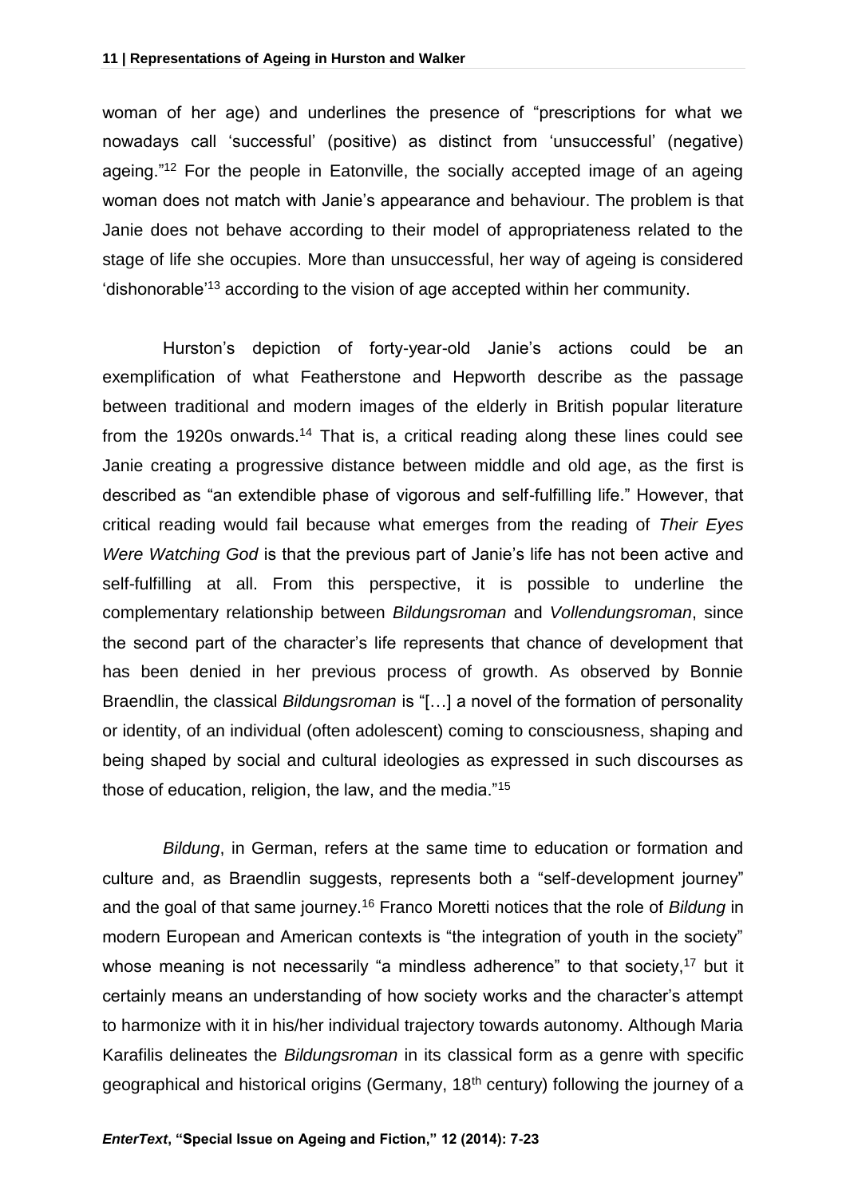woman of her age) and underlines the presence of "prescriptions for what we nowadays call 'successful' (positive) as distinct from 'unsuccessful' (negative) ageing."[12] For the people in Eatonville, the socially accepted image of an ageing woman does not match with Janie's appearance and behaviour. The problem is that Janie does not behave according to their model of appropriateness related to the stage of life she occupies. More than unsuccessful, her way of ageing is considered 'dishonorable'[13] according to the vision of age accepted within her community.

Hurston's depiction of forty-year-old Janie's actions could be an exemplification of what Featherstone and Hepworth describe as the passage between traditional and modern images of the elderly in British popular literature from the 1920s onwards.[14] That is, a critical reading along these lines could see Janie creating a progressive distance between middle and old age, as the first is described as "an extendible phase of vigorous and self-fulfilling life." However, that critical reading would fail because what emerges from the reading of *Their Eyes Were Watching God* is that the previous part of Janie's life has not been active and self-fulfilling at all. From this perspective, it is possible to underline the complementary relationship between *Bildungsroman* and *Vollendungsroman*, since the second part of the character's life represents that chance of development that has been denied in her previous process of growth. As observed by Bonnie Braendlin, the classical *Bildungsroman* is "[…] a novel of the formation of personality or identity, of an individual (often adolescent) coming to consciousness, shaping and being shaped by social and cultural ideologies as expressed in such discourses as those of education, religion, the law, and the media."[15]

*Bildung*, in German, refers at the same time to education or formation and culture and, as Braendlin suggests, represents both a "self-development journey" and the goal of that same journey.[16] Franco Moretti notices that the role of *Bildung* in modern European and American contexts is "the integration of youth in the society" whose meaning is not necessarily "a mindless adherence" to that society,[17] but it certainly means an understanding of how society works and the character's attempt to harmonize with it in his/her individual trajectory towards autonomy. Although Maria Karafilis delineates the *Bildungsroman* in its classical form as a genre with specific geographical and historical origins (Germany, 18th century) following the journey of a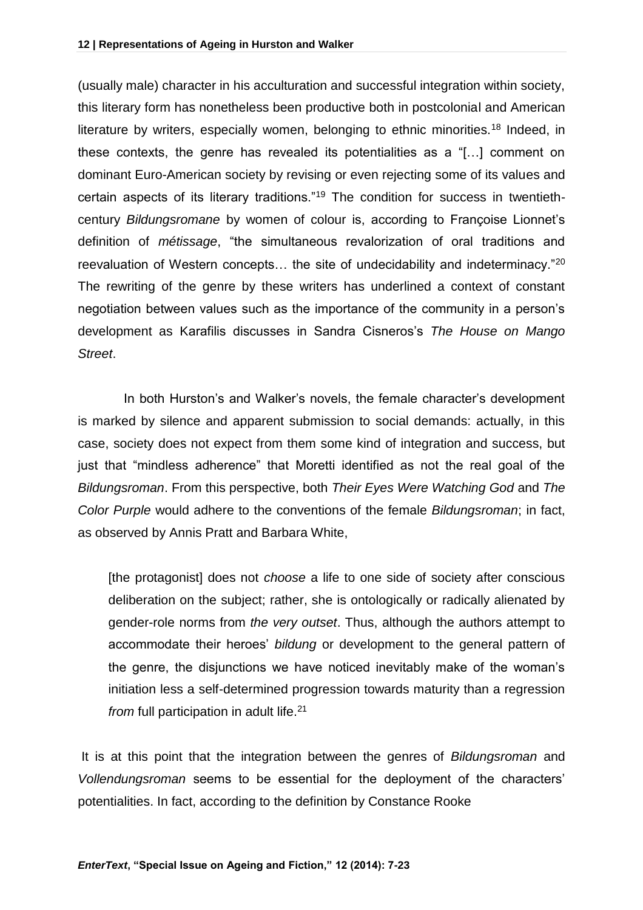(usually male) character in his acculturation and successful integration within society, this literary form has nonetheless been productive both in postcolonial and American literature by writers, especially women, belonging to ethnic minorities.[18] Indeed, in these contexts, the genre has revealed its potentialities as a "[…] comment on dominant Euro-American society by revising or even rejecting some of its values and certain aspects of its literary traditions."[19] The condition for success in twentieth-century *Bildungsromane* by women of colour is, according to Françoise Lionnet's definition of *métissage*, "the simultaneous revalorization of oral traditions and reevaluation of Western concepts… the site of undecidability and indeterminacy."[20] The rewriting of the genre by these writers has underlined a context of constant negotiation between values such as the importance of the community in a person's development as Karafilis discusses in Sandra Cisneros's *The House on Mango Street*.

In both Hurston's and Walker's novels, the female character's development is marked by silence and apparent submission to social demands: actually, in this case, society does not expect from them some kind of integration and success, but just that "mindless adherence" that Moretti identified as not the real goal of the *Bildungsroman*. From this perspective, both *Their Eyes Were Watching God* and *The Color Purple* would adhere to the conventions of the female *Bildungsroman*; in fact, as observed by Annis Pratt and Barbara White,

> [the protagonist] does not *choose* a life to one side of society after conscious deliberation on the subject; rather, she is ontologically or radically alienated by gender-role norms from *the very outset*. Thus, although the authors attempt to accommodate their heroes' *bildung* or development to the general pattern of the genre, the disjunctions we have noticed inevitably make of the woman's initiation less a self-determined progression towards maturity than a regression *from* full participation in adult life.[21]

It is at this point that the integration between the genres of *Bildungsroman* and *Vollendungsroman* seems to be essential for the deployment of the characters' potentialities. In fact, according to the definition by Constance Rooke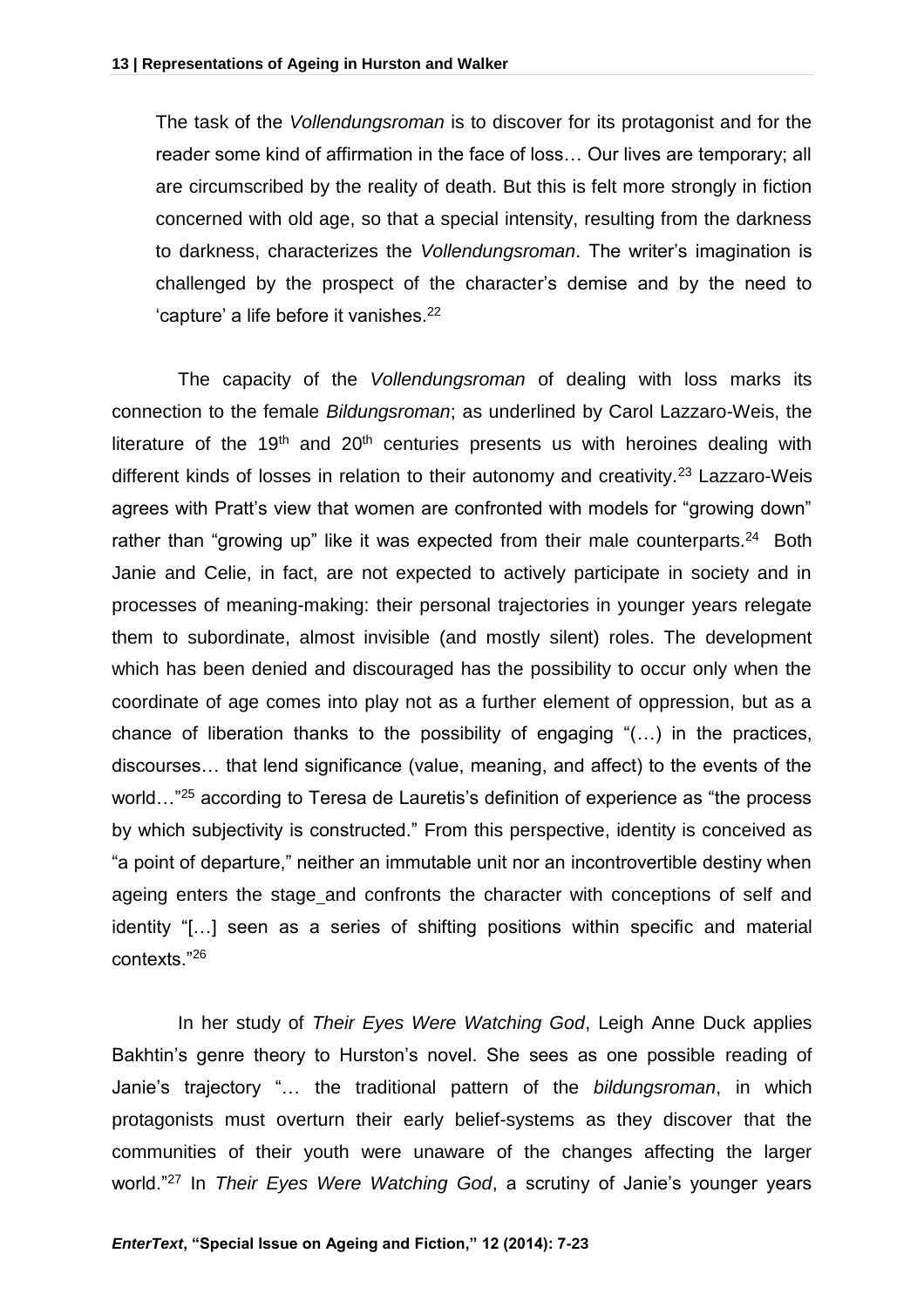> The task of the *Vollendungsroman* is to discover for its protagonist and for the reader some kind of affirmation in the face of loss… Our lives are temporary; all are circumscribed by the reality of death. But this is felt more strongly in fiction concerned with old age, so that a special intensity, resulting from the darkness to darkness, characterizes the *Vollendungsroman*. The writer's imagination is challenged by the prospect of the character's demise and by the need to 'capture' a life before it vanishes.[22]

The capacity of the *Vollendungsroman* of dealing with loss marks its connection to the female *Bildungsroman*; as underlined by Carol Lazzaro-Weis, the literature of the 19th and 20th centuries presents us with heroines dealing with different kinds of losses in relation to their autonomy and creativity.[23] Lazzaro-Weis agrees with Pratt's view that women are confronted with models for "growing down" rather than "growing up" like it was expected from their male counterparts.[24] Both Janie and Celie, in fact, are not expected to actively participate in society and in processes of meaning-making: their personal trajectories in younger years relegate them to subordinate, almost invisible (and mostly silent) roles. The development which has been denied and discouraged has the possibility to occur only when the coordinate of age comes into play not as a further element of oppression, but as a chance of liberation thanks to the possibility of engaging "(…) in the practices, discourses… that lend significance (value, meaning, and affect) to the events of the world…"[25] according to Teresa de Lauretis's definition of experience as "the process by which subjectivity is constructed." From this perspective, identity is conceived as "a point of departure," neither an immutable unit nor an incontrovertible destiny when ageing enters the stage and confronts the character with conceptions of self and identity "[…] seen as a series of shifting positions within specific and material contexts."[26]

In her study of *Their Eyes Were Watching God*, Leigh Anne Duck applies Bakhtin's genre theory to Hurston's novel. She sees as one possible reading of Janie's trajectory "… the traditional pattern of the *bildungsroman*, in which protagonists must overturn their early belief-systems as they discover that the communities of their youth were unaware of the changes affecting the larger world."[27] In *Their Eyes Were Watching God*, a scrutiny of Janie's younger years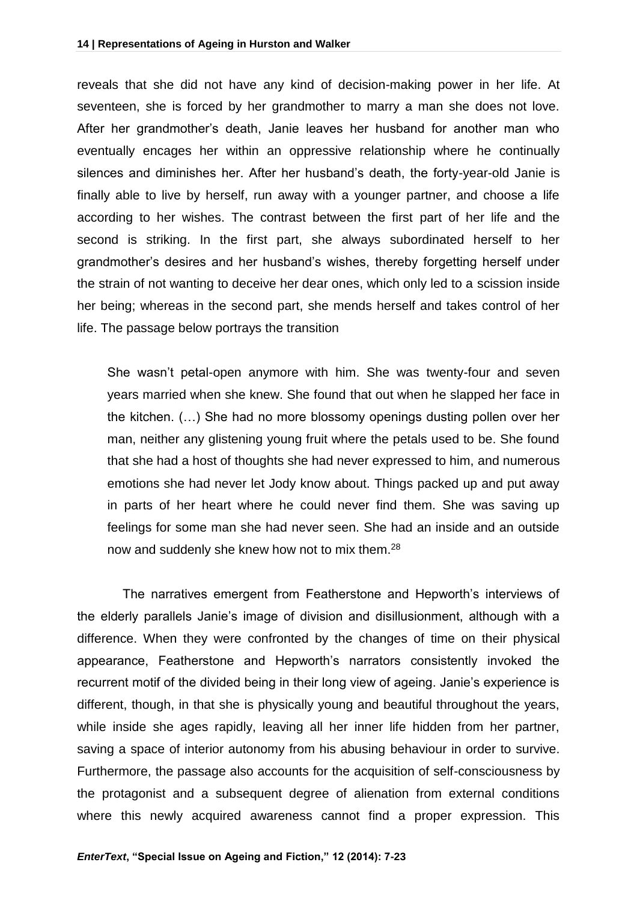reveals that she did not have any kind of decision-making power in her life. At seventeen, she is forced by her grandmother to marry a man she does not love. After her grandmother's death, Janie leaves her husband for another man who eventually encages her within an oppressive relationship where he continually silences and diminishes her. After her husband's death, the forty-year-old Janie is finally able to live by herself, run away with a younger partner, and choose a life according to her wishes. The contrast between the first part of her life and the second is striking. In the first part, she always subordinated herself to her grandmother's desires and her husband's wishes, thereby forgetting herself under the strain of not wanting to deceive her dear ones, which only led to a scission inside her being; whereas in the second part, she mends herself and takes control of her life. The passage below portrays the transition

> She wasn't petal-open anymore with him. She was twenty-four and seven years married when she knew. She found that out when he slapped her face in the kitchen. (…) She had no more blossomy openings dusting pollen over her man, neither any glistening young fruit where the petals used to be. She found that she had a host of thoughts she had never expressed to him, and numerous emotions she had never let Jody know about. Things packed up and put away in parts of her heart where he could never find them. She was saving up feelings for some man she had never seen. She had an inside and an outside now and suddenly she knew how not to mix them.[28]

The narratives emergent from Featherstone and Hepworth's interviews of the elderly parallels Janie's image of division and disillusionment, although with a difference. When they were confronted by the changes of time on their physical appearance, Featherstone and Hepworth's narrators consistently invoked the recurrent motif of the divided being in their long view of ageing. Janie's experience is different, though, in that she is physically young and beautiful throughout the years, while inside she ages rapidly, leaving all her inner life hidden from her partner, saving a space of interior autonomy from his abusing behaviour in order to survive. Furthermore, the passage also accounts for the acquisition of self-consciousness by the protagonist and a subsequent degree of alienation from external conditions where this newly acquired awareness cannot find a proper expression. This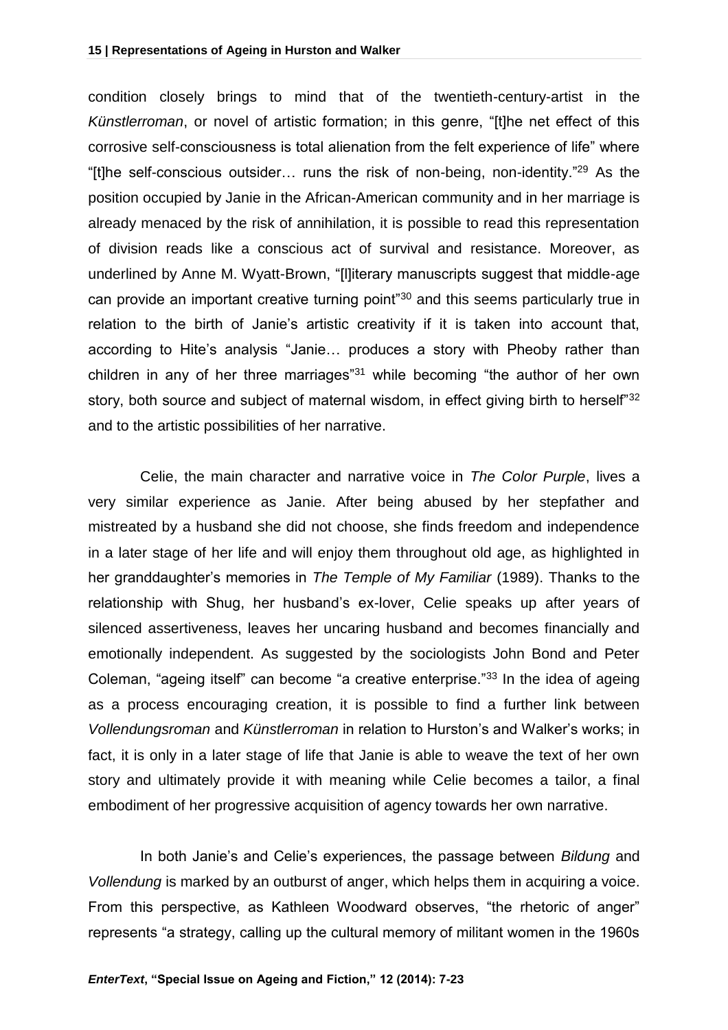condition closely brings to mind that of the twentieth-century-artist in the *Künstlerroman*, or novel of artistic formation; in this genre, "[t]he net effect of this corrosive self-consciousness is total alienation from the felt experience of life" where "[t]he self-conscious outsider… runs the risk of non-being, non-identity."[29] As the position occupied by Janie in the African-American community and in her marriage is already menaced by the risk of annihilation, it is possible to read this representation of division reads like a conscious act of survival and resistance. Moreover, as underlined by Anne M. Wyatt-Brown, "[l]iterary manuscripts suggest that middle-age can provide an important creative turning point"[30] and this seems particularly true in relation to the birth of Janie's artistic creativity if it is taken into account that, according to Hite's analysis "Janie… produces a story with Pheoby rather than children in any of her three marriages"[31] while becoming "the author of her own story, both source and subject of maternal wisdom, in effect giving birth to herself"[32] and to the artistic possibilities of her narrative.

Celie, the main character and narrative voice in *The Color Purple*, lives a very similar experience as Janie. After being abused by her stepfather and mistreated by a husband she did not choose, she finds freedom and independence in a later stage of her life and will enjoy them throughout old age, as highlighted in her granddaughter's memories in *The Temple of My Familiar* (1989). Thanks to the relationship with Shug, her husband's ex-lover, Celie speaks up after years of silenced assertiveness, leaves her uncaring husband and becomes financially and emotionally independent. As suggested by the sociologists John Bond and Peter Coleman, "ageing itself" can become "a creative enterprise."[33] In the idea of ageing as a process encouraging creation, it is possible to find a further link between *Vollendungsroman* and *Künstlerroman* in relation to Hurston's and Walker's works; in fact, it is only in a later stage of life that Janie is able to weave the text of her own story and ultimately provide it with meaning while Celie becomes a tailor, a final embodiment of her progressive acquisition of agency towards her own narrative.

In both Janie's and Celie's experiences, the passage between *Bildung* and *Vollendung* is marked by an outburst of anger, which helps them in acquiring a voice. From this perspective, as Kathleen Woodward observes, "the rhetoric of anger" represents "a strategy, calling up the cultural memory of militant women in the 1960s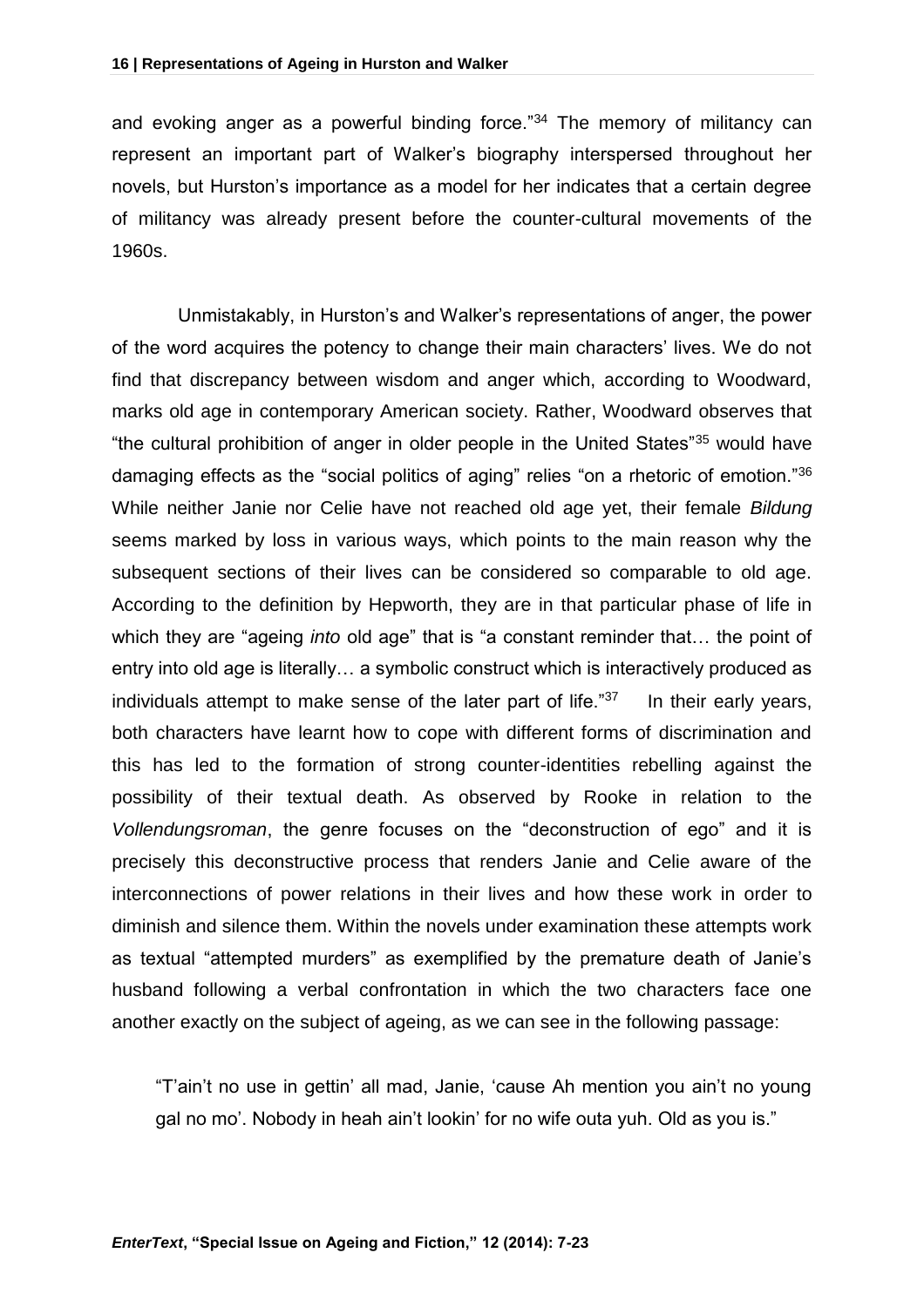and evoking anger as a powerful binding force."[34] The memory of militancy can represent an important part of Walker's biography interspersed throughout her novels, but Hurston's importance as a model for her indicates that a certain degree of militancy was already present before the counter-cultural movements of the 1960s.

Unmistakably, in Hurston's and Walker's representations of anger, the power of the word acquires the potency to change their main characters' lives. We do not find that discrepancy between wisdom and anger which, according to Woodward, marks old age in contemporary American society. Rather, Woodward observes that "the cultural prohibition of anger in older people in the United States"[35] would have damaging effects as the "social politics of aging" relies "on a rhetoric of emotion."[36] While neither Janie nor Celie have not reached old age yet, their female *Bildung* seems marked by loss in various ways, which points to the main reason why the subsequent sections of their lives can be considered so comparable to old age. According to the definition by Hepworth, they are in that particular phase of life in which they are "ageing *into* old age" that is "a constant reminder that… the point of entry into old age is literally… a symbolic construct which is interactively produced as individuals attempt to make sense of the later part of life."[37] In their early years, both characters have learnt how to cope with different forms of discrimination and this has led to the formation of strong counter-identities rebelling against the possibility of their textual death. As observed by Rooke in relation to the *Vollendungsroman*, the genre focuses on the "deconstruction of ego" and it is precisely this deconstructive process that renders Janie and Celie aware of the interconnections of power relations in their lives and how these work in order to diminish and silence them. Within the novels under examination these attempts work as textual "attempted murders" as exemplified by the premature death of Janie's husband following a verbal confrontation in which the two characters face one another exactly on the subject of ageing, as we can see in the following passage:

> "T'ain't no use in gettin' all mad, Janie, 'cause Ah mention you ain't no young gal no mo'. Nobody in heah ain't lookin' for no wife outa yuh. Old as you is."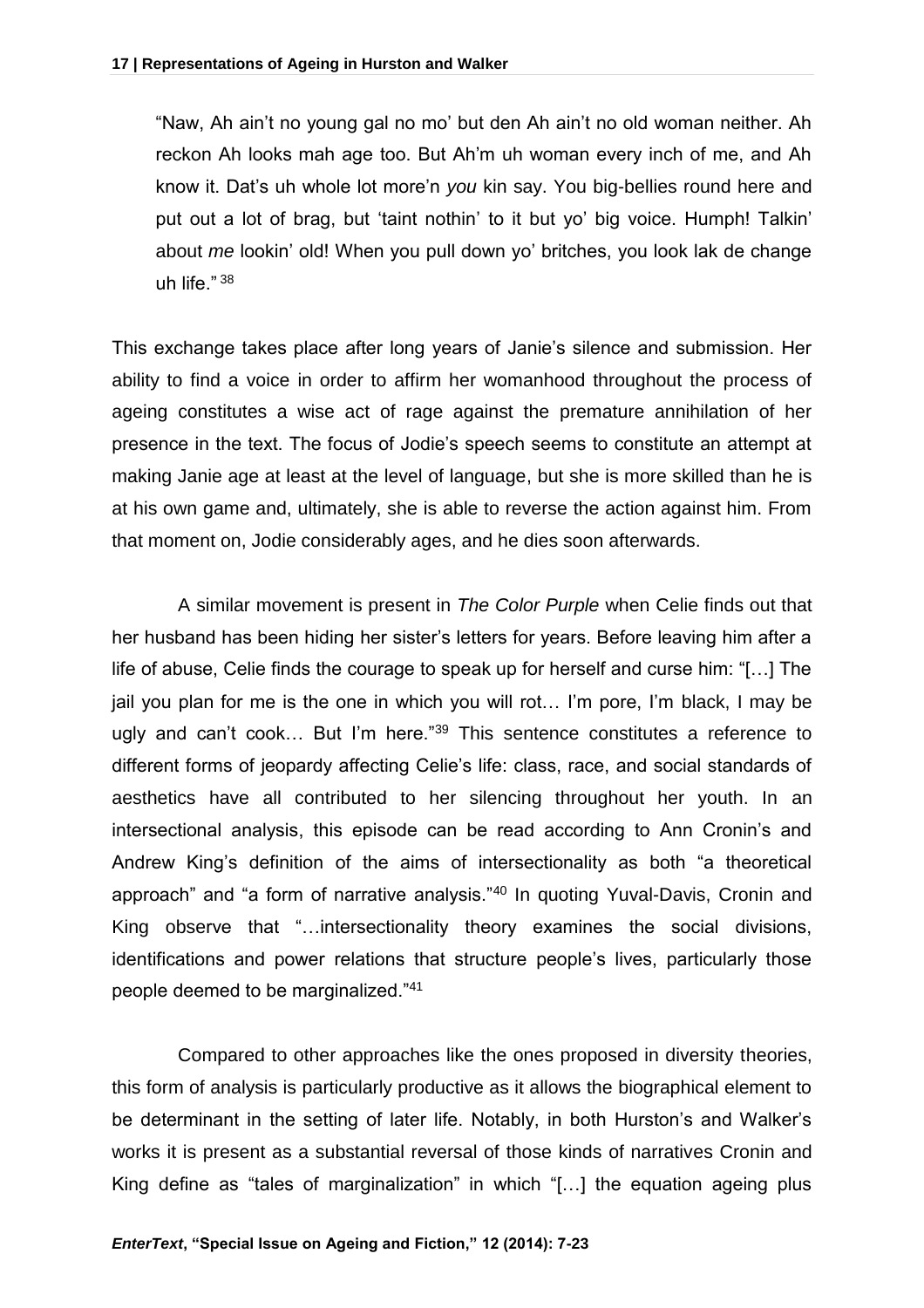> "Naw, Ah ain't no young gal no mo' but den Ah ain't no old woman neither. Ah reckon Ah looks mah age too. But Ah'm uh woman every inch of me, and Ah know it. Dat's uh whole lot more'n *you* kin say. You big-bellies round here and put out a lot of brag, but 'taint nothin' to it but yo' big voice. Humph! Talkin' about *me* lookin' old! When you pull down yo' britches, you look lak de change uh life." [38]

This exchange takes place after long years of Janie's silence and submission. Her ability to find a voice in order to affirm her womanhood throughout the process of ageing constitutes a wise act of rage against the premature annihilation of her presence in the text. The focus of Jodie's speech seems to constitute an attempt at making Janie age at least at the level of language, but she is more skilled than he is at his own game and, ultimately, she is able to reverse the action against him. From that moment on, Jodie considerably ages, and he dies soon afterwards.

A similar movement is present in *The Color Purple* when Celie finds out that her husband has been hiding her sister's letters for years. Before leaving him after a life of abuse, Celie finds the courage to speak up for herself and curse him: "[…] The jail you plan for me is the one in which you will rot… I'm pore, I'm black, I may be ugly and can't cook… But I'm here."[39] This sentence constitutes a reference to different forms of jeopardy affecting Celie's life: class, race, and social standards of aesthetics have all contributed to her silencing throughout her youth. In an intersectional analysis, this episode can be read according to Ann Cronin's and Andrew King's definition of the aims of intersectionality as both "a theoretical approach" and "a form of narrative analysis."[40] In quoting Yuval-Davis, Cronin and King observe that "…intersectionality theory examines the social divisions, identifications and power relations that structure people's lives, particularly those people deemed to be marginalized."[41]

Compared to other approaches like the ones proposed in diversity theories, this form of analysis is particularly productive as it allows the biographical element to be determinant in the setting of later life. Notably, in both Hurston's and Walker's works it is present as a substantial reversal of those kinds of narratives Cronin and King define as "tales of marginalization" in which "[…] the equation ageing plus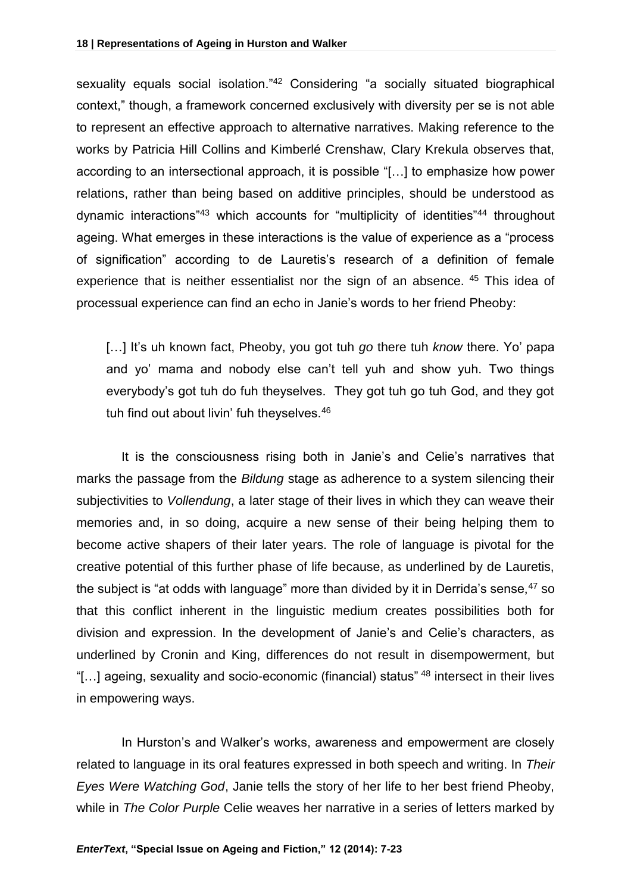sexuality equals social isolation."[42] Considering "a socially situated biographical context," though, a framework concerned exclusively with diversity per se is not able to represent an effective approach to alternative narratives. Making reference to the works by Patricia Hill Collins and Kimberlé Crenshaw, Clary Krekula observes that, according to an intersectional approach, it is possible "[…] to emphasize how power relations, rather than being based on additive principles, should be understood as dynamic interactions"[43] which accounts for "multiplicity of identities"[44] throughout ageing. What emerges in these interactions is the value of experience as a "process of signification" according to de Lauretis's research of a definition of female experience that is neither essentialist nor the sign of an absence.[45] This idea of processual experience can find an echo in Janie's words to her friend Pheoby:

> […] It's uh known fact, Pheoby, you got tuh *go* there tuh *know* there. Yo' papa and yo' mama and nobody else can't tell yuh and show yuh. Two things everybody's got tuh do fuh theyselves. They got tuh go tuh God, and they got tuh find out about livin' fuh theyselves.[46]

It is the consciousness rising both in Janie's and Celie's narratives that marks the passage from the *Bildung* stage as adherence to a system silencing their subjectivities to *Vollendung*, a later stage of their lives in which they can weave their memories and, in so doing, acquire a new sense of their being helping them to become active shapers of their later years. The role of language is pivotal for the creative potential of this further phase of life because, as underlined by de Lauretis, the subject is "at odds with language" more than divided by it in Derrida's sense,[47] so that this conflict inherent in the linguistic medium creates possibilities both for division and expression. In the development of Janie's and Celie's characters, as underlined by Cronin and King, differences do not result in disempowerment, but "[…] ageing, sexuality and socio-economic (financial) status"[48] intersect in their lives in empowering ways.

In Hurston's and Walker's works, awareness and empowerment are closely related to language in its oral features expressed in both speech and writing. In *Their Eyes Were Watching God*, Janie tells the story of her life to her best friend Pheoby, while in *The Color Purple* Celie weaves her narrative in a series of letters marked by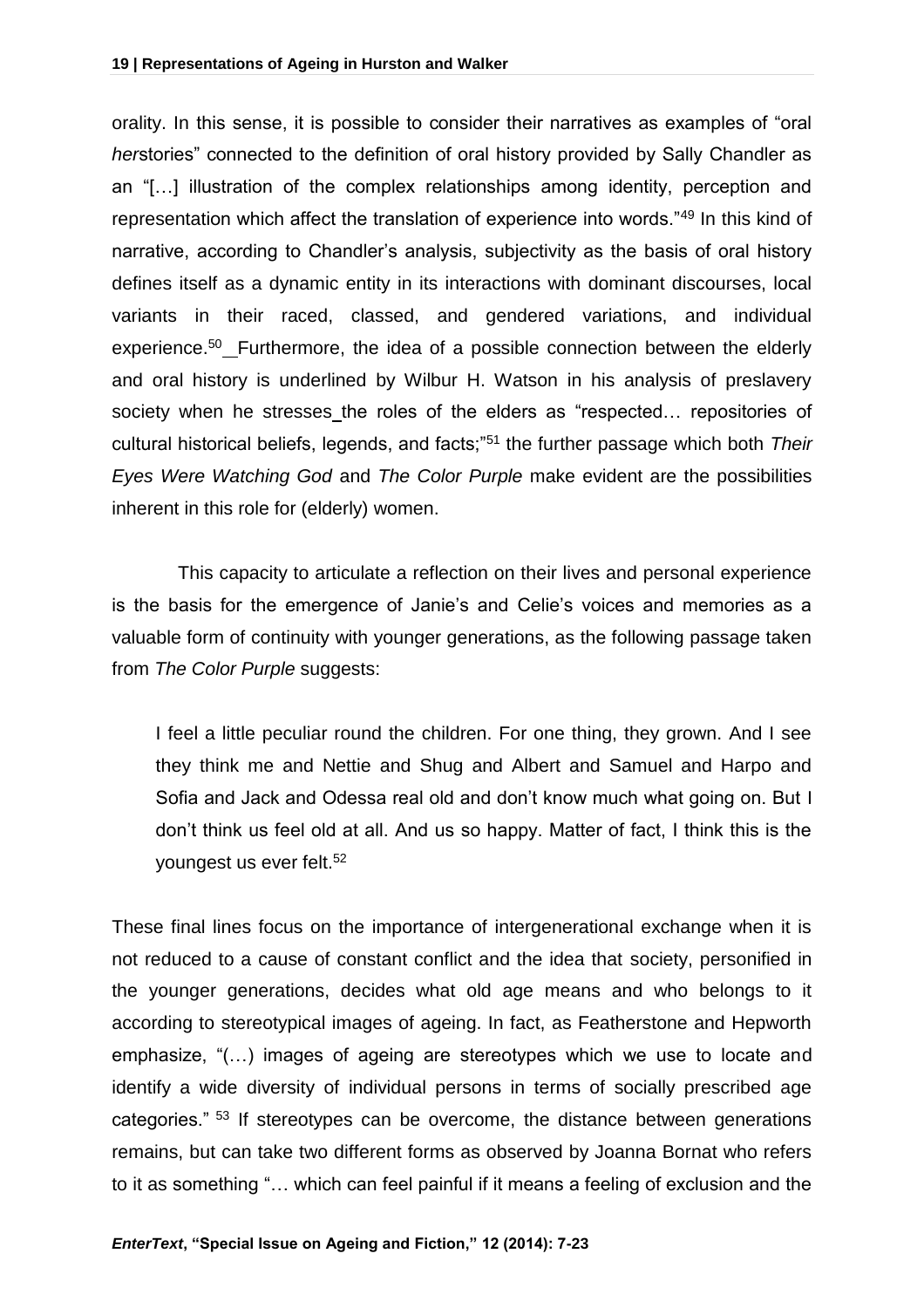orality. In this sense, it is possible to consider their narratives as examples of "oral *her*stories" connected to the definition of oral history provided by Sally Chandler as an "[…] illustration of the complex relationships among identity, perception and representation which affect the translation of experience into words."[49] In this kind of narrative, according to Chandler's analysis, subjectivity as the basis of oral history defines itself as a dynamic entity in its interactions with dominant discourses, local variants in their raced, classed, and gendered variations, and individual experience.[50] Furthermore, the idea of a possible connection between the elderly and oral history is underlined by Wilbur H. Watson in his analysis of preslavery society when he stresses the roles of the elders as "respected… repositories of cultural historical beliefs, legends, and facts;"[51] the further passage which both *Their Eyes Were Watching God* and *The Color Purple* make evident are the possibilities inherent in this role for (elderly) women.

This capacity to articulate a reflection on their lives and personal experience is the basis for the emergence of Janie's and Celie's voices and memories as a valuable form of continuity with younger generations, as the following passage taken from *The Color Purple* suggests:

> I feel a little peculiar round the children. For one thing, they grown. And I see they think me and Nettie and Shug and Albert and Samuel and Harpo and Sofia and Jack and Odessa real old and don't know much what going on. But I don't think us feel old at all. And us so happy. Matter of fact, I think this is the youngest us ever felt.[52]

These final lines focus on the importance of intergenerational exchange when it is not reduced to a cause of constant conflict and the idea that society, personified in the younger generations, decides what old age means and who belongs to it according to stereotypical images of ageing. In fact, as Featherstone and Hepworth emphasize, "(…) images of ageing are stereotypes which we use to locate and identify a wide diversity of individual persons in terms of socially prescribed age categories." [53] If stereotypes can be overcome, the distance between generations remains, but can take two different forms as observed by Joanna Bornat who refers to it as something "… which can feel painful if it means a feeling of exclusion and the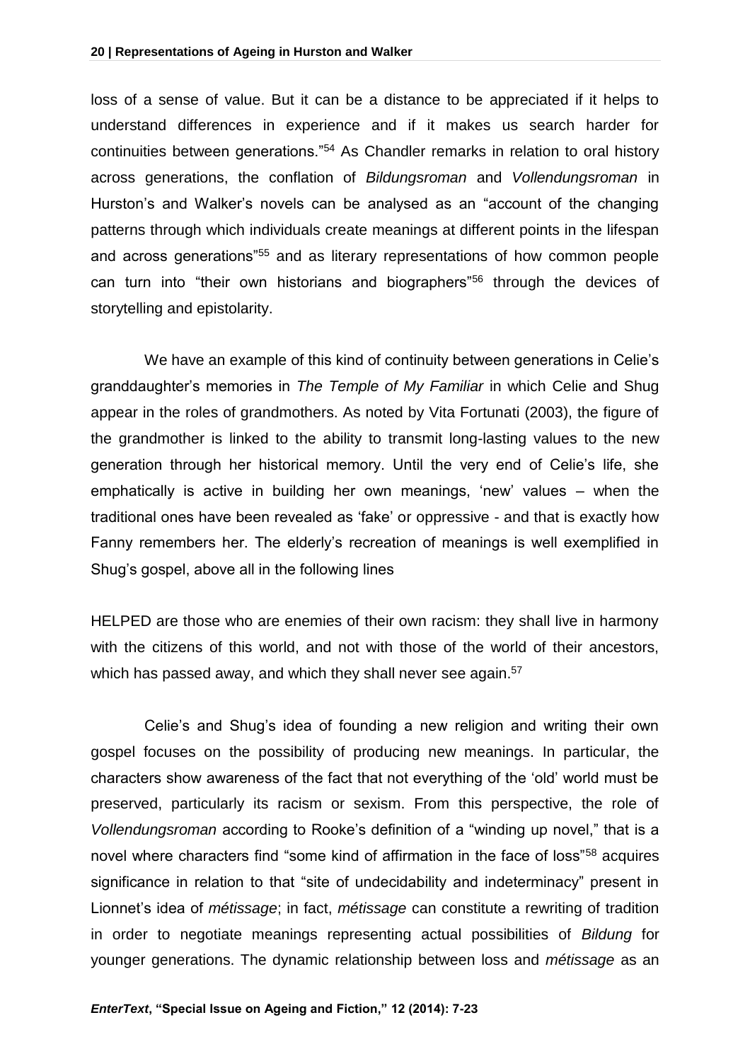loss of a sense of value. But it can be a distance to be appreciated if it helps to understand differences in experience and if it makes us search harder for continuities between generations."[54] As Chandler remarks in relation to oral history across generations, the conflation of *Bildungsroman* and *Vollendungsroman* in Hurston's and Walker's novels can be analysed as an "account of the changing patterns through which individuals create meanings at different points in the lifespan and across generations"[55] and as literary representations of how common people can turn into "their own historians and biographers"[56] through the devices of storytelling and epistolarity.

We have an example of this kind of continuity between generations in Celie's granddaughter's memories in *The Temple of My Familiar* in which Celie and Shug appear in the roles of grandmothers. As noted by Vita Fortunati (2003), the figure of the grandmother is linked to the ability to transmit long-lasting values to the new generation through her historical memory. Until the very end of Celie's life, she emphatically is active in building her own meanings, 'new' values – when the traditional ones have been revealed as 'fake' or oppressive - and that is exactly how Fanny remembers her. The elderly's recreation of meanings is well exemplified in Shug's gospel, above all in the following lines

HELPED are those who are enemies of their own racism: they shall live in harmony with the citizens of this world, and not with those of the world of their ancestors, which has passed away, and which they shall never see again.[57]

Celie's and Shug's idea of founding a new religion and writing their own gospel focuses on the possibility of producing new meanings. In particular, the characters show awareness of the fact that not everything of the 'old' world must be preserved, particularly its racism or sexism. From this perspective, the role of *Vollendungsroman* according to Rooke's definition of a "winding up novel," that is a novel where characters find "some kind of affirmation in the face of loss"[58] acquires significance in relation to that "site of undecidability and indeterminacy" present in Lionnet's idea of *métissage*; in fact, *métissage* can constitute a rewriting of tradition in order to negotiate meanings representing actual possibilities of *Bildung* for younger generations. The dynamic relationship between loss and *métissage* as an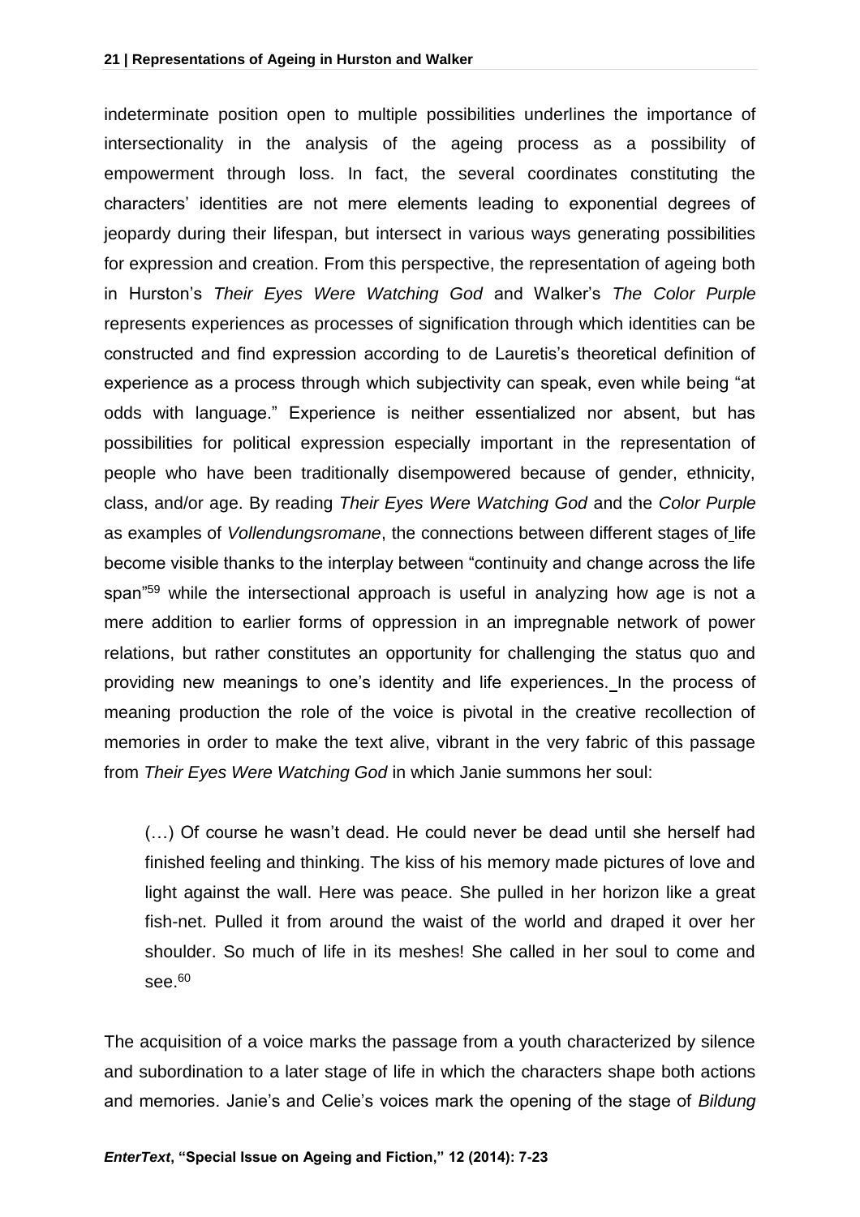indeterminate position open to multiple possibilities underlines the importance of intersectionality in the analysis of the ageing process as a possibility of empowerment through loss. In fact, the several coordinates constituting the characters' identities are not mere elements leading to exponential degrees of jeopardy during their lifespan, but intersect in various ways generating possibilities for expression and creation. From this perspective, the representation of ageing both in Hurston's *Their Eyes Were Watching God* and Walker's *The Color Purple* represents experiences as processes of signification through which identities can be constructed and find expression according to de Lauretis's theoretical definition of experience as a process through which subjectivity can speak, even while being "at odds with language." Experience is neither essentialized nor absent, but has possibilities for political expression especially important in the representation of people who have been traditionally disempowered because of gender, ethnicity, class, and/or age. By reading *Their Eyes Were Watching God* and the *Color Purple* as examples of *Vollendungsromane*, the connections between different stages of life become visible thanks to the interplay between "continuity and change across the life span"[59] while the intersectional approach is useful in analyzing how age is not a mere addition to earlier forms of oppression in an impregnable network of power relations, but rather constitutes an opportunity for challenging the status quo and providing new meanings to one's identity and life experiences. In the process of meaning production the role of the voice is pivotal in the creative recollection of memories in order to make the text alive, vibrant in the very fabric of this passage from *Their Eyes Were Watching God* in which Janie summons her soul:

> (…) Of course he wasn't dead. He could never be dead until she herself had finished feeling and thinking. The kiss of his memory made pictures of love and light against the wall. Here was peace. She pulled in her horizon like a great fish-net. Pulled it from around the waist of the world and draped it over her shoulder. So much of life in its meshes! She called in her soul to come and see.[60]

The acquisition of a voice marks the passage from a youth characterized by silence and subordination to a later stage of life in which the characters shape both actions and memories. Janie's and Celie's voices mark the opening of the stage of *Bildung*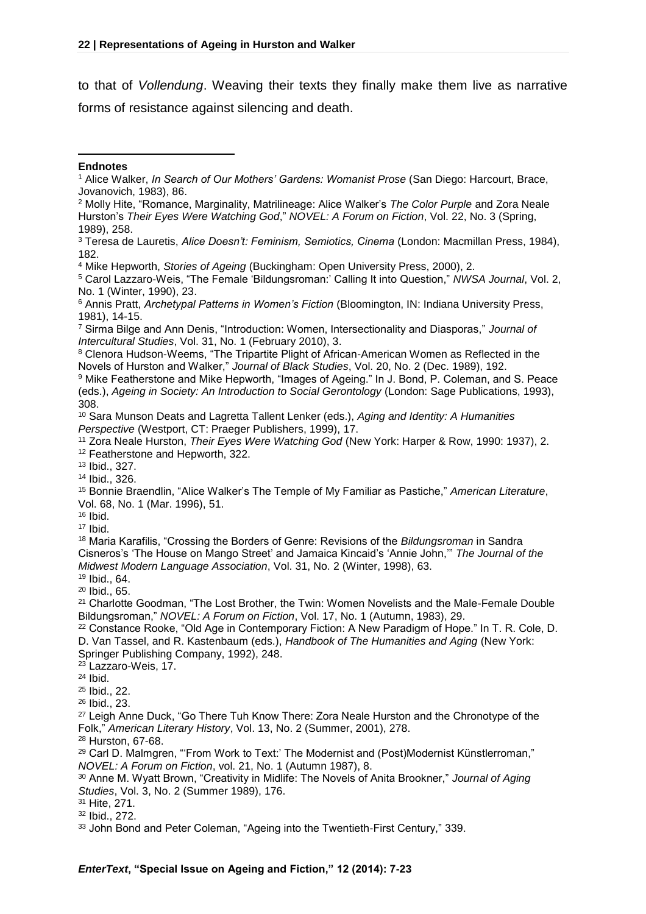to that of *Vollendung*. Weaving their texts they finally make them live as narrative forms of resistance against silencing and death.

**Endnotes**

[1] Alice Walker, *In Search of Our Mothers' Gardens: Womanist Prose* (San Diego: Harcourt, Brace, Jovanovich, 1983), 86.

[2] Molly Hite, "Romance, Marginality, Matrilineage: Alice Walker's *The Color Purple* and Zora Neale Hurston's *Their Eyes Were Watching God*," *NOVEL: A Forum on Fiction*, Vol. 22, No. 3 (Spring, 1989), 258.

[3] Teresa de Lauretis, *Alice Doesn't: Feminism, Semiotics, Cinema* (London: Macmillan Press, 1984), 182.

[4] Mike Hepworth, *Stories of Ageing* (Buckingham: Open University Press, 2000), 2.

[5] Carol Lazzaro-Weis, "The Female 'Bildungsroman:' Calling It into Question," *NWSA Journal*, Vol. 2, No. 1 (Winter, 1990), 23.

[6] Annis Pratt, *Archetypal Patterns in Women's Fiction* (Bloomington, IN: Indiana University Press, 1981), 14-15.

[7] Sirma Bilge and Ann Denis, "Introduction: Women, Intersectionality and Diasporas," *Journal of Intercultural Studies*, Vol. 31, No. 1 (February 2010), 3.

[8] Clenora Hudson-Weems, "The Tripartite Plight of African-American Women as Reflected in the Novels of Hurston and Walker," *Journal of Black Studies*, Vol. 20, No. 2 (Dec. 1989), 192.

[9] Mike Featherstone and Mike Hepworth, "Images of Ageing." In J. Bond, P. Coleman, and S. Peace (eds.), *Ageing in Society: An Introduction to Social Gerontology* (London: Sage Publications, 1993), 308.

[10] Sara Munson Deats and Lagretta Tallent Lenker (eds.), *Aging and Identity: A Humanities Perspective* (Westport, CT: Praeger Publishers, 1999), 17.

[11] Zora Neale Hurston, *Their Eyes Were Watching God* (New York: Harper & Row, 1990: 1937), 2.

[12] Featherstone and Hepworth, 322.

[13] Ibid., 327.

[14] Ibid., 326.

[15] Bonnie Braendlin, "Alice Walker's The Temple of My Familiar as Pastiche," *American Literature*, Vol. 68, No. 1 (Mar. 1996), 51.

[16] Ibid.

[17] Ibid.

[18] Maria Karafilis, "Crossing the Borders of Genre: Revisions of the *Bildungsroman* in Sandra Cisneros's 'The House on Mango Street' and Jamaica Kincaid's 'Annie John,'" *The Journal of the Midwest Modern Language Association*, Vol. 31, No. 2 (Winter, 1998), 63.

[19] Ibid., 64.

[20] Ibid., 65.

[21] Charlotte Goodman, "The Lost Brother, the Twin: Women Novelists and the Male-Female Double Bildungsroman," *NOVEL: A Forum on Fiction*, Vol. 17, No. 1 (Autumn, 1983), 29.

[22] Constance Rooke, "Old Age in Contemporary Fiction: A New Paradigm of Hope." In T. R. Cole, D. D. Van Tassel, and R. Kastenbaum (eds.), *Handbook of The Humanities and Aging* (New York: Springer Publishing Company, 1992), 248.

[23] Lazzaro-Weis, 17.

[24] Ibid.

[25] Ibid., 22.

[26] Ibid., 23.

[27] Leigh Anne Duck, "Go There Tuh Know There: Zora Neale Hurston and the Chronotype of the Folk," *American Literary History*, Vol. 13, No. 2 (Summer, 2001), 278.

[28] Hurston, 67-68.

[29] Carl D. Malmgren, "'From Work to Text:' The Modernist and (Post)Modernist Künstlerroman," *NOVEL: A Forum on Fiction*, vol. 21, No. 1 (Autumn 1987), 8.

[30] Anne M. Wyatt Brown, "Creativity in Midlife: The Novels of Anita Brookner," *Journal of Aging Studies*, Vol. 3, No. 2 (Summer 1989), 176.

[31] Hite, 271.

[32] Ibid., 272.

[33] John Bond and Peter Coleman, "Ageing into the Twentieth-First Century," 339.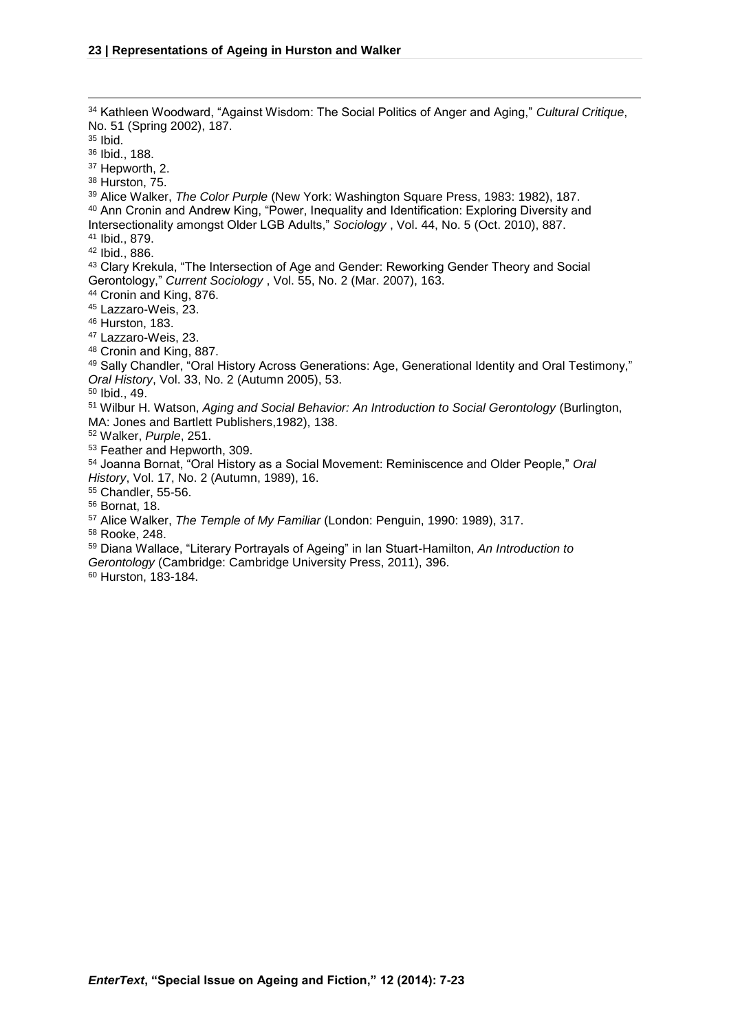[34] Kathleen Woodward, “Against Wisdom: The Social Politics of Anger and Aging,” *Cultural Critique*, No. 51 (Spring 2002), 187.

[35] Ibid.

[36] Ibid., 188.

[37] Hepworth, 2.

[38] Hurston, 75.

[39] Alice Walker, *The Color Purple* (New York: Washington Square Press, 1983: 1982), 187.

[40] Ann Cronin and Andrew King, “Power, Inequality and Identification: Exploring Diversity and Intersectionality amongst Older LGB Adults,” *Sociology* , Vol. 44, No. 5 (Oct. 2010), 887.

[41] Ibid., 879.

[42] Ibid., 886.

[43] Clary Krekula, “The Intersection of Age and Gender: Reworking Gender Theory and Social Gerontology,” *Current Sociology* , Vol. 55, No. 2 (Mar. 2007), 163.

[44] Cronin and King, 876.

[45] Lazzaro-Weis, 23.

[46] Hurston, 183.

[47] Lazzaro-Weis, 23.

[48] Cronin and King, 887.

[49] Sally Chandler, “Oral History Across Generations: Age, Generational Identity and Oral Testimony,” *Oral History*, Vol. 33, No. 2 (Autumn 2005), 53.

[50] Ibid., 49.

[51] Wilbur H. Watson, *Aging and Social Behavior: An Introduction to Social Gerontology* (Burlington, MA: Jones and Bartlett Publishers,1982), 138.

[52] Walker, *Purple*, 251.

[53] Feather and Hepworth, 309.

[54] Joanna Bornat, “Oral History as a Social Movement: Reminiscence and Older People,” *Oral History*, Vol. 17, No. 2 (Autumn, 1989), 16.

[55] Chandler, 55-56.

[56] Bornat, 18.

[57] Alice Walker, *The Temple of My Familiar* (London: Penguin, 1990: 1989), 317.

[58] Rooke, 248.

[59] Diana Wallace, “Literary Portrayals of Ageing” in Ian Stuart-Hamilton, *An Introduction to Gerontology* (Cambridge: Cambridge University Press, 2011), 396.

[60] Hurston, 183-184.